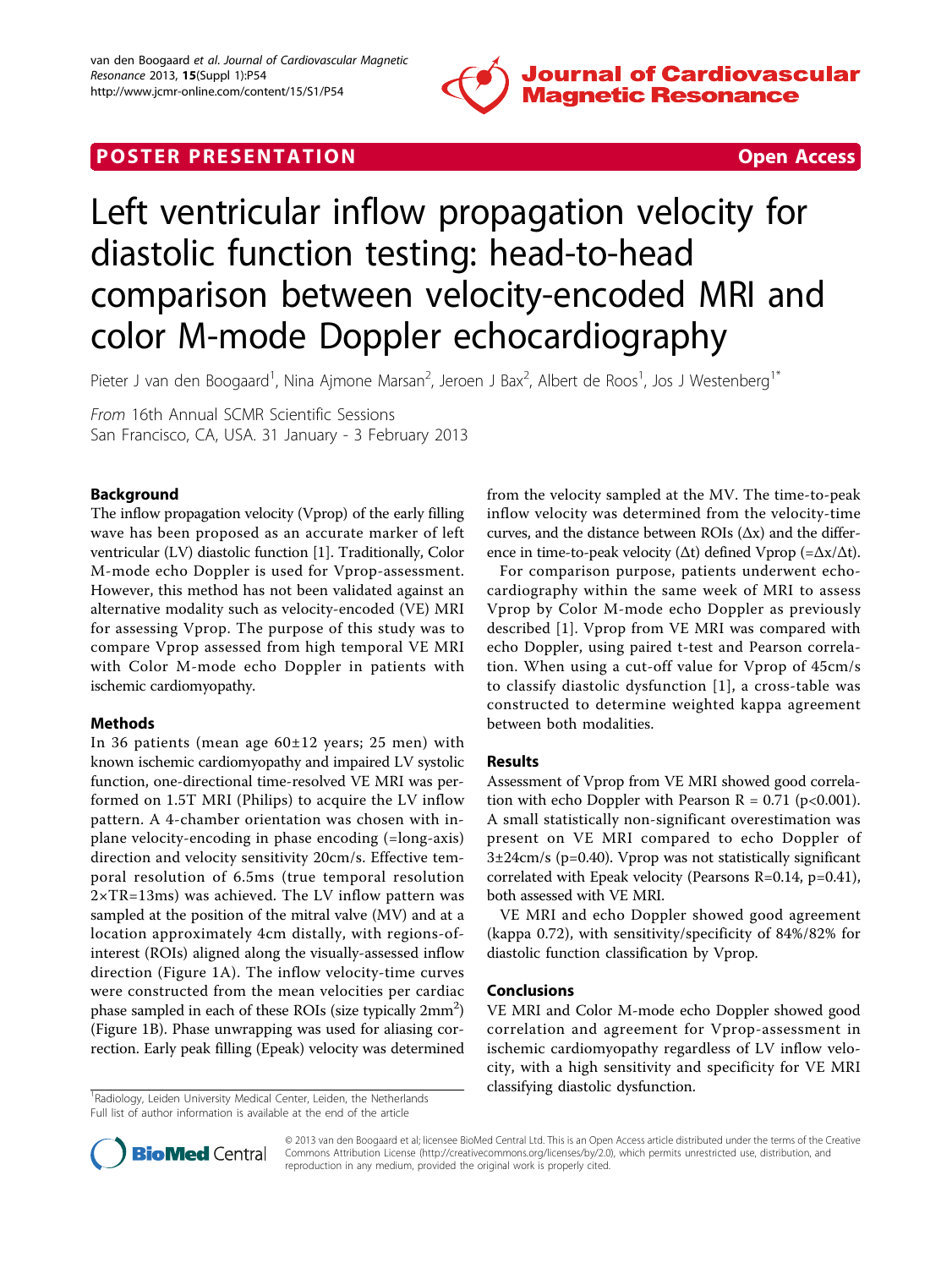POSTER PRESENTATION — Open Access

# Left ventricular inflow propagation velocity for diastolic function testing: head-to-head comparison between velocity-encoded MRI and color M-mode Doppler echocardiography

Pieter J van den Boogaard[1], Nina Ajmone Marsan[2], Jeroen J Bax[2], Albert de Roos[1], Jos J Westenberg[1*]

*From* 16th Annual SCMR Scientific Sessions
San Francisco, CA, USA. 31 January - 3 February 2013

## Background

The inflow propagation velocity (Vprop) of the early filling wave has been proposed as an accurate marker of left ventricular (LV) diastolic function [1]. Traditionally, Color M-mode echo Doppler is used for Vprop-assessment. However, this method has not been validated against an alternative modality such as velocity-encoded (VE) MRI for assessing Vprop. The purpose of this study was to compare Vprop assessed from high temporal VE MRI with Color M-mode echo Doppler in patients with ischemic cardiomyopathy.

## Methods

In 36 patients (mean age 60±12 years; 25 men) with known ischemic cardiomyopathy and impaired LV systolic function, one-directional time-resolved VE MRI was performed on 1.5T MRI (Philips) to acquire the LV inflow pattern. A 4-chamber orientation was chosen with in-plane velocity-encoding in phase encoding (=long-axis) direction and velocity sensitivity 20cm/s. Effective temporal resolution of 6.5ms (true temporal resolution 2×TR=13ms) was achieved. The LV inflow pattern was sampled at the position of the mitral valve (MV) and at a location approximately 4cm distally, with regions-of-interest (ROIs) aligned along the visually-assessed inflow direction (Figure 1A). The inflow velocity-time curves were constructed from the mean velocities per cardiac phase sampled in each of these ROIs (size typically 2mm$^2$) (Figure 1B). Phase unwrapping was used for aliasing correction. Early peak filling (Epeak) velocity was determined from the velocity sampled at the MV. The time-to-peak inflow velocity was determined from the velocity-time curves, and the distance between ROIs ($\Delta x$) and the difference in time-to-peak velocity ($\Delta t$) defined Vprop ($=\Delta x/\Delta t$).

For comparison purpose, patients underwent echocardiography within the same week of MRI to assess Vprop by Color M-mode echo Doppler as previously described [1]. Vprop from VE MRI was compared with echo Doppler, using paired t-test and Pearson correlation. When using a cut-off value for Vprop of 45cm/s to classify diastolic dysfunction [1], a cross-table was constructed to determine weighted kappa agreement between both modalities.

## Results

Assessment of Vprop from VE MRI showed good correlation with echo Doppler with Pearson R = 0.71 ($p<0.001$). A small statistically non-significant overestimation was present on VE MRI compared to echo Doppler of 3±24cm/s ($p=0.40$). Vprop was not statistically significant correlated with Epeak velocity (Pearsons R=0.14, $p=0.41$), both assessed with VE MRI.

VE MRI and echo Doppler showed good agreement (kappa 0.72), with sensitivity/specificity of 84%/82% for diastolic function classification by Vprop.

## Conclusions

VE MRI and Color M-mode echo Doppler showed good correlation and agreement for Vprop-assessment in ischemic cardiomyopathy regardless of LV inflow velocity, with a high sensitivity and specificity for VE MRI classifying diastolic dysfunction.

[1]Radiology, Leiden University Medical Center, Leiden, the Netherlands
Full list of author information is available at the end of the article

© 2013 van den Boogaard et al; licensee BioMed Central Ltd. This is an Open Access article distributed under the terms of the Creative Commons Attribution License (http://creativecommons.org/licenses/by/2.0), which permits unrestricted use, distribution, and reproduction in any medium, provided the original work is properly cited.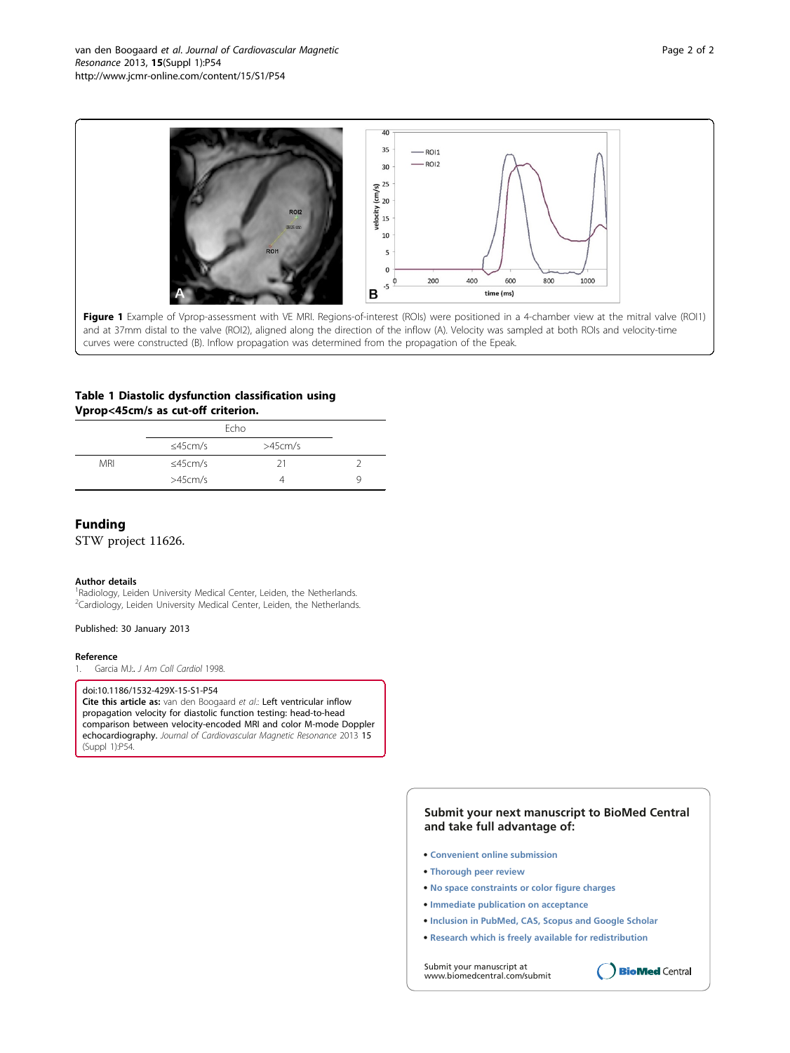A

ROI2

ROI1

B

40
35
30
25
20
15
10
5
0
-5

velocity (cm/s)

0 200 400 600 800 1000

time (ms)

ROI1
ROI2

**Figure 1** Example of Vprop-assessment with VE MRI. Regions-of-interest (ROIs) were positioned in a 4-chamber view at the mitral valve (ROI1) and at 37mm distal to the valve (ROI2), aligned along the direction of the inflow (A). Velocity was sampled at both ROIs and velocity-time curves were constructed (B). Inflow propagation was determined from the propagation of the Epeak.

**Table 1 Diastolic dysfunction classification using Vprop<45cm/s as cut-off criterion.**

| | | Echo | |
|---|---|---|---|
| | | ≤45cm/s | >45cm/s |
| MRI | ≤45cm/s | 21 | 2 |
| | >45cm/s | 4 | 9 |

## Funding

STW project 11626.

### Author details

[1]Radiology, Leiden University Medical Center, Leiden, the Netherlands.
[2]Cardiology, Leiden University Medical Center, Leiden, the Netherlands.

Published: 30 January 2013

### Reference

1. Garcia MJ:. *J Am Coll Cardiol* 1998.

doi:10.1186/1532-429X-15-S1-P54
**Cite this article as:** van den Boogaard *et al.*: Left ventricular inflow propagation velocity for diastolic function testing: head-to-head comparison between velocity-encoded MRI and color M-mode Doppler echocardiography. *Journal of Cardiovascular Magnetic Resonance* 2013 **15** (Suppl 1):P54.

**Submit your next manuscript to BioMed Central and take full advantage of:**

- Convenient online submission
- Thorough peer review
- No space constraints or color figure charges
- Immediate publication on acceptance
- Inclusion in PubMed, CAS, Scopus and Google Scholar
- Research which is freely available for redistribution

Submit your manuscript at
www.biomedcentral.com/submit

BioMed Central